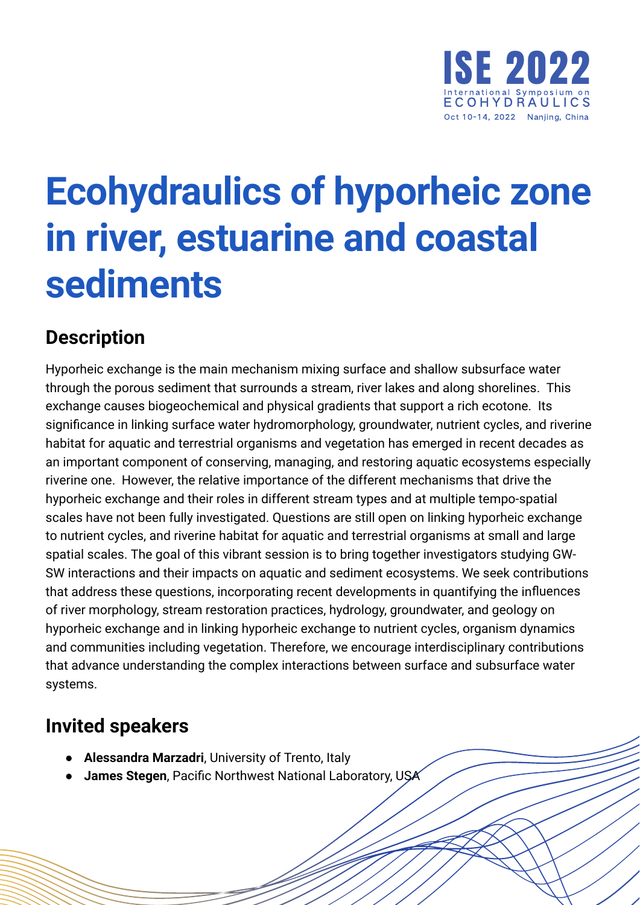# Ecohydraulics of hyporheic zone in river, estuarine and coastal sediments

## Description

Hyporheic exchange is the main mechanism mixing surface and shallow subsurface water through the porous sediment that surrounds a stream, river lakes and along shorelines. This exchange causes biogeochemical and physical gradients that support a rich ecotone. Its significance in linking surface water hydromorphology, groundwater, nutrient cycles, and riverine habitat for aquatic and terrestrial organisms and vegetation has emerged in recent decades as an important component of conserving, managing, and restoring aquatic ecosystems especially riverine one. However, the relative importance of the different mechanisms that drive the hyporheic exchange and their roles in different stream types and at multiple tempo-spatial scales have not been fully investigated. Questions are still open on linking hyporheic exchange to nutrient cycles, and riverine habitat for aquatic and terrestrial organisms at small and large spatial scales. The goal of this vibrant session is to bring together investigators studying GW-SW interactions and their impacts on aquatic and sediment ecosystems. We seek contributions that address these questions, incorporating recent developments in quantifying the influences of river morphology, stream restoration practices, hydrology, groundwater, and geology on hyporheic exchange and in linking hyporheic exchange to nutrient cycles, organism dynamics and communities including vegetation. Therefore, we encourage interdisciplinary contributions that advance understanding the complex interactions between surface and subsurface water systems.

## Invited speakers

- **Alessandra Marzadri**, University of Trento, Italy
- **James Stegen**, Pacific Northwest National Laboratory, USA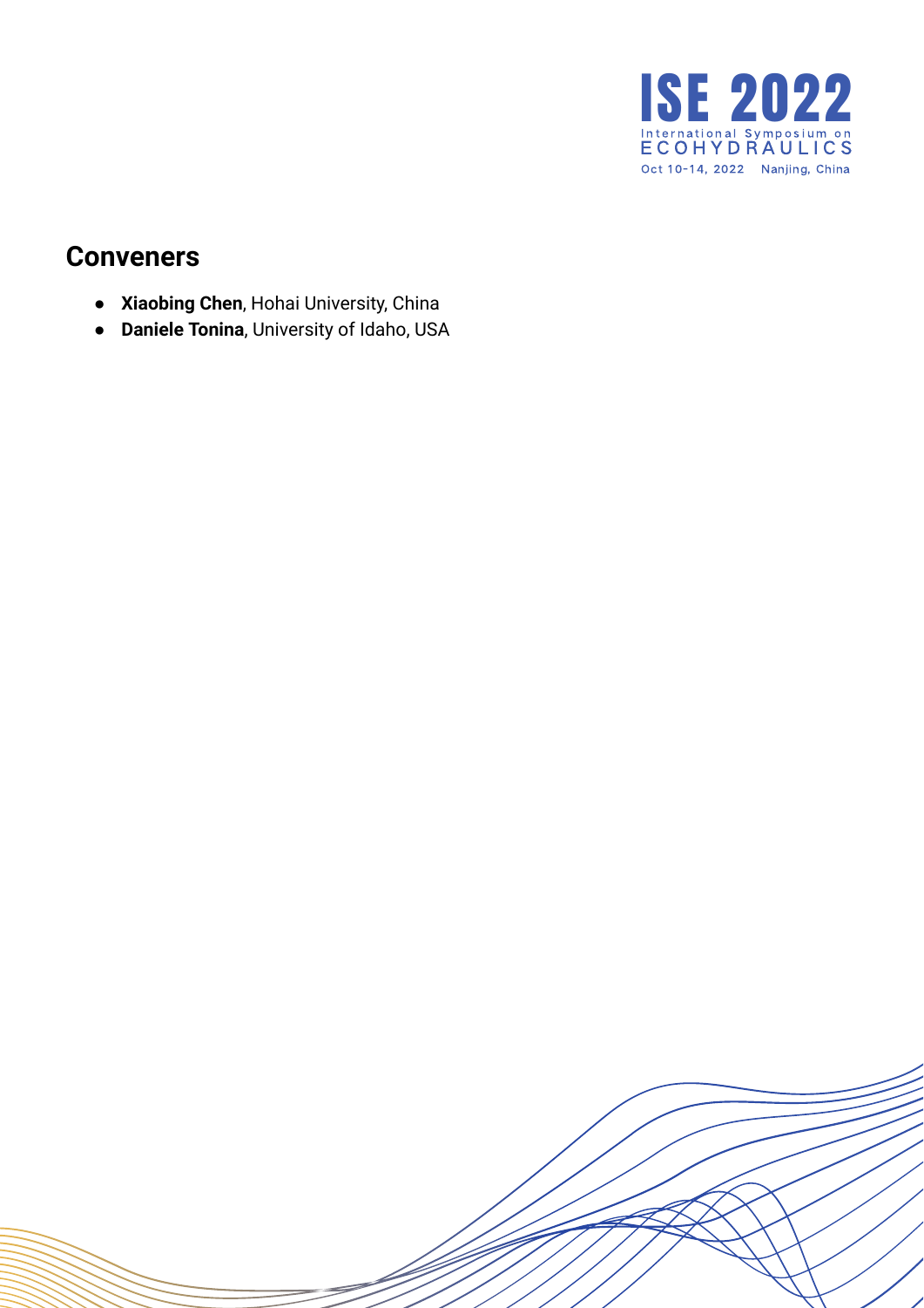## Conveners

- **Xiaobing Chen**, Hohai University, China
- **Daniele Tonina**, University of Idaho, USA